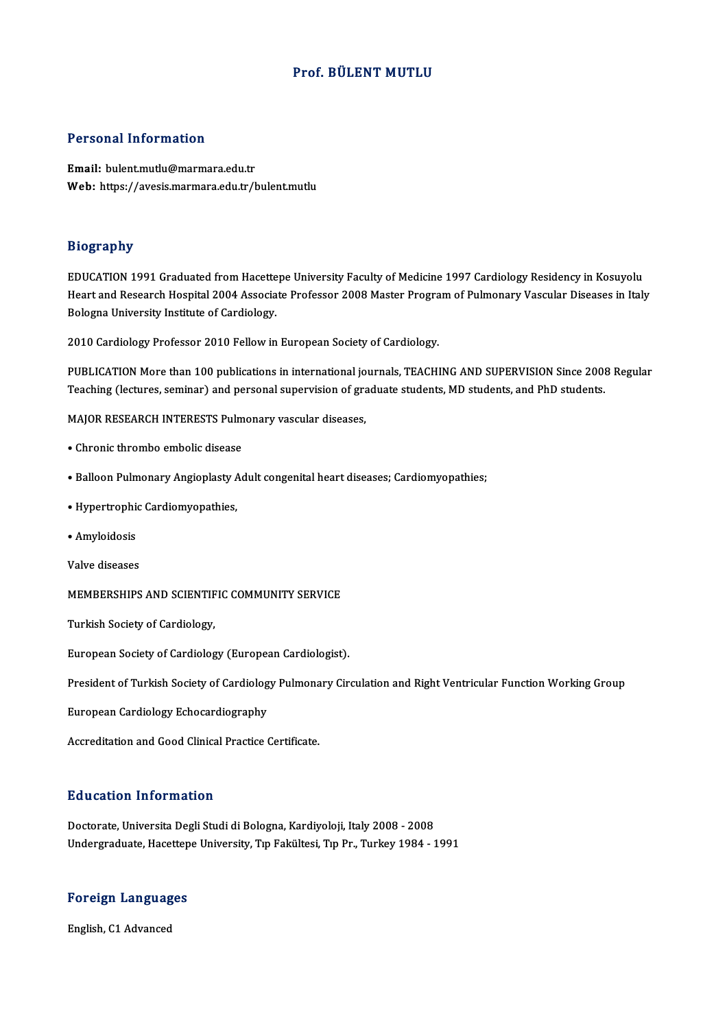# Prof. BÜLENT MUTLU

## Personal Information

**Email:** bulent.mutlu@marmara.edu.tr
**Web:** https://avesis.marmara.edu.tr/bulent.mutlu

## Biography

EDUCATION 1991 Graduated from Hacettepe University Faculty of Medicine 1997 Cardiology Residency in Kosuyolu Heart and Research Hospital 2004 Associate Professor 2008 Master Program of Pulmonary Vascular Diseases in Italy Bologna University Institute of Cardiology.

2010 Cardiology Professor 2010 Fellow in European Society of Cardiology.

PUBLICATION More than 100 publications in international journals, TEACHING AND SUPERVISION Since 2008 Regular Teaching (lectures, seminar) and personal supervision of graduate students, MD students, and PhD students.

MAJOR RESEARCH INTERESTS Pulmonary vascular diseases,

- Chronic thrombo embolic disease
- Balloon Pulmonary Angioplasty Adult congenital heart diseases; Cardiomyopathies;
- Hypertrophic Cardiomyopathies,
- Amyloidosis

Valve diseases

MEMBERSHIPS AND SCIENTIFIC COMMUNITY SERVICE

Turkish Society of Cardiology,

European Society of Cardiology (European Cardiologist).

President of Turkish Society of Cardiology Pulmonary Circulation and Right Ventricular Function Working Group

European Cardiology Echocardiography

Accreditation and Good Clinical Practice Certificate.

## Education Information

Doctorate, Universita Degli Studi di Bologna, Kardiyoloji, Italy 2008 - 2008
Undergraduate, Hacettepe University, Tıp Fakültesi, Tıp Pr., Turkey 1984 - 1991

## Foreign Languages

English, C1 Advanced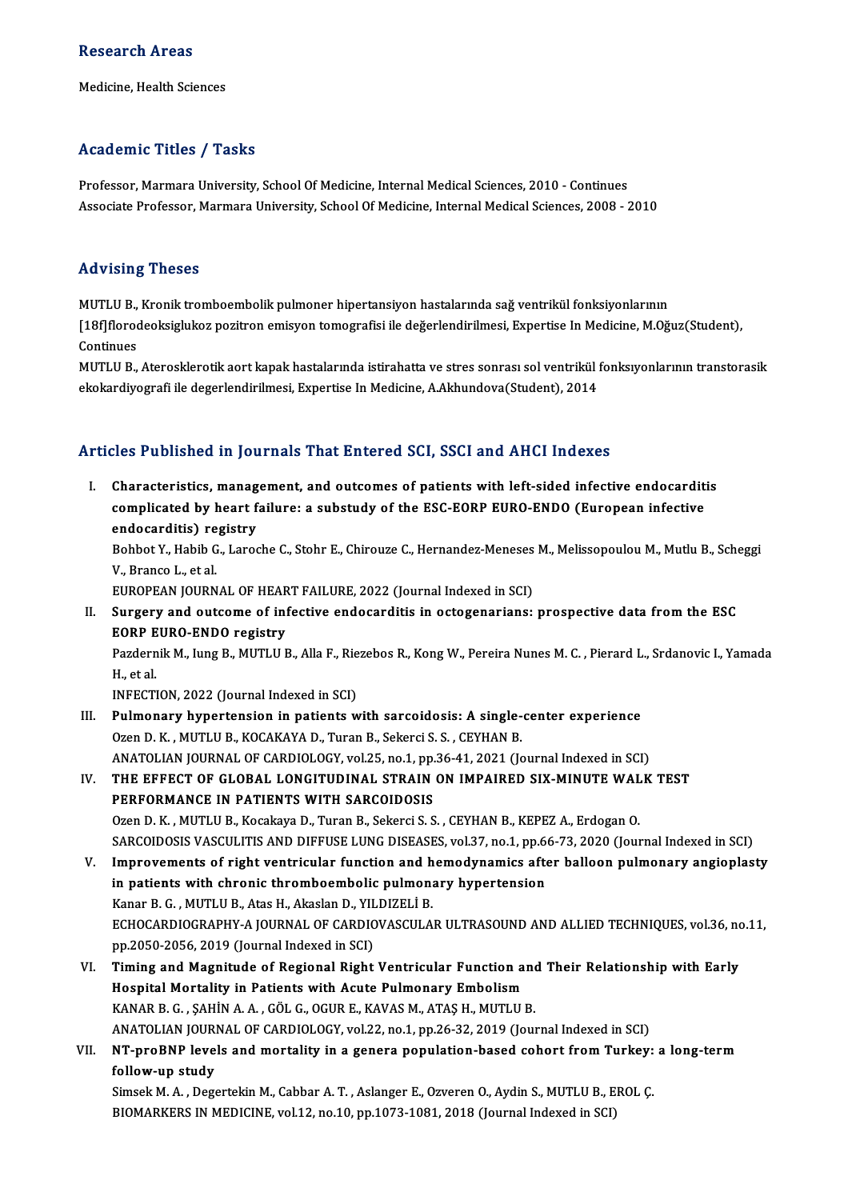## Research Areas

Medicine, Health Sciences

## Academic Titles / Tasks

Professor, Marmara University, School Of Medicine, Internal Medical Sciences, 2010 - Continues
Associate Professor, Marmara University, School Of Medicine, Internal Medical Sciences, 2008 - 2010

## Advising Theses

MUTLU B., Kronik tromboembolik pulmoner hipertansiyon hastalarında sağ ventrikül fonksiyonlarının [18f]florodeoksiglukoz pozitron emisyon tomografisi ile değerlendirilmesi, Expertise In Medicine, M.Oğuz(Student), Continues

MUTLU B., Ateroskleroti̇k aort kapak hastalarında istirahatta ve stres sonrası sol ventrikül fonksıyonlarının transtorasik ekokardiyografi ile degerlendirilmesi, Expertise In Medicine, A.Akhundova(Student), 2014

## Articles Published in Journals That Entered SCI, SSCI and AHCI Indexes

I. **Characteristics, management, and outcomes of patients with left-sided infective endocarditis complicated by heart failure: a substudy of the ESC-EORP EURO-ENDO (European infective endocarditis) registry**
Bohbot Y., Habib G., Laroche C., Stohr E., Chirouze C., Hernandez-Meneses M., Melissopoulou M., Mutlu B., Scheggi V., Branco L., et al.
EUROPEAN JOURNAL OF HEART FAILURE, 2022 (Journal Indexed in SCI)

II. **Surgery and outcome of infective endocarditis in octogenarians: prospective data from the ESC EORP EURO-ENDO registry**
Pazdernik M., Iung B., MUTLU B., Alla F., Riezebos R., Kong W., Pereira Nunes M. C. , Pierard L., Srdanovic I., Yamada H., et al.
INFECTION, 2022 (Journal Indexed in SCI)

III. **Pulmonary hypertension in patients with sarcoidosis: A single-center experience**
Ozen D. K. , MUTLU B., KOCAKAYA D., Turan B., Sekerci S. S. , CEYHAN B.
ANATOLIAN JOURNAL OF CARDIOLOGY, vol.25, no.1, pp.36-41, 2021 (Journal Indexed in SCI)

IV. **THE EFFECT OF GLOBAL LONGITUDINAL STRAIN ON IMPAIRED SIX-MINUTE WALK TEST PERFORMANCE IN PATIENTS WITH SARCOIDOSIS**
Ozen D. K. , MUTLU B., Kocakaya D., Turan B., Sekerci S. S. , CEYHAN B., KEPEZ A., Erdogan O.
SARCOIDOSIS VASCULITIS AND DIFFUSE LUNG DISEASES, vol.37, no.1, pp.66-73, 2020 (Journal Indexed in SCI)

V. **Improvements of right ventricular function and hemodynamics after balloon pulmonary angioplasty in patients with chronic thromboembolic pulmonary hypertension**
Kanar B. G. , MUTLU B., Atas H., Akaslan D., YILDIZELİ B.
ECHOCARDIOGRAPHY-A JOURNAL OF CARDIOVASCULAR ULTRASOUND AND ALLIED TECHNIQUES, vol.36, no.11, pp.2050-2056, 2019 (Journal Indexed in SCI)

VI. **Timing and Magnitude of Regional Right Ventricular Function and Their Relationship with Early Hospital Mortality in Patients with Acute Pulmonary Embolism**
KANAR B. G. , ŞAHİN A. A. , GÖL G., OGUR E., KAVAS M., ATAŞ H., MUTLU B.
ANATOLIAN JOURNAL OF CARDIOLOGY, vol.22, no.1, pp.26-32, 2019 (Journal Indexed in SCI)

VII. **NT-proBNP levels and mortality in a genera population-based cohort from Turkey: a long-term follow-up study**
Simsek M. A. , Degertekin M., Cabbar A. T. , Aslanger E., Ozveren O., Aydin S., MUTLU B., EROL Ç.
BIOMARKERS IN MEDICINE, vol.12, no.10, pp.1073-1081, 2018 (Journal Indexed in SCI)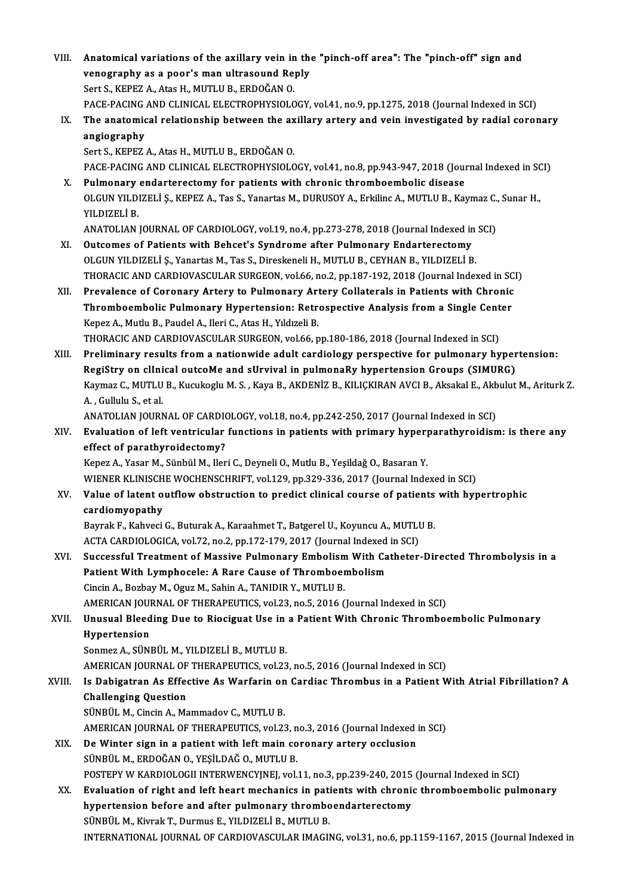VIII. **Anatomical variations of the axillary vein in the "pinch-off area": The "pinch-off" sign and venography as a poor's man ultrasound Reply**
Sert S., KEPEZ A., Atas H., MUTLU B., ERDOĞAN O.
PACE-PACING AND CLINICAL ELECTROPHYSIOLOGY, vol.41, no.9, pp.1275, 2018 (Journal Indexed in SCI)

IX. **The anatomical relationship between the axillary artery and vein investigated by radial coronary angiography**
Sert S., KEPEZ A., Atas H., MUTLU B., ERDOĞAN O.
PACE-PACING AND CLINICAL ELECTROPHYSIOLOGY, vol.41, no.8, pp.943-947, 2018 (Journal Indexed in SCI)

X. **Pulmonary endarterectomy for patients with chronic thromboembolic disease**
OLGUN YILDIZELİ Ş., KEPEZ A., Tas S., Yanartas M., DURUSOY A., Erkilinc A., MUTLU B., Kaymaz C., Sunar H., YILDIZELİ B.
ANATOLIAN JOURNAL OF CARDIOLOGY, vol.19, no.4, pp.273-278, 2018 (Journal Indexed in SCI)

XI. **Outcomes of Patients with Behcet's Syndrome after Pulmonary Endarterectomy**
OLGUN YILDIZELİ Ş., Yanartas M., Tas S., Direskeneli H., MUTLU B., CEYHAN B., YILDIZELİ B.
THORACIC AND CARDIOVASCULAR SURGEON, vol.66, no.2, pp.187-192, 2018 (Journal Indexed in SCI)

XII. **Prevalence of Coronary Artery to Pulmonary Artery Collaterals in Patients with Chronic Thromboembolic Pulmonary Hypertension: Retrospective Analysis from a Single Center**
Kepez A., Mutlu B., Paudel A., Ileri C., Atas H., Yıldızeli B.
THORACIC AND CARDIOVASCULAR SURGEON, vol.66, pp.180-186, 2018 (Journal Indexed in SCI)

XIII. **Preliminary results from a nationwide adult cardiology perspective for pulmonary hypertension: RegiStry on clInical outcoMe and sUrvival in pulmonaRy hypertension Groups (SIMURG)**
Kaymaz C., MUTLU B., Kucukoglu M. S. , Kaya B., AKDENİZ B., KILIÇKIRAN AVCI B., Aksakal E., Akbulut M., Ariturk Z. A. , Gullulu S., et al.
ANATOLIAN JOURNAL OF CARDIOLOGY, vol.18, no.4, pp.242-250, 2017 (Journal Indexed in SCI)

XIV. **Evaluation of left ventricular functions in patients with primary hyperparathyroidism: is there any effect of parathyroidectomy?**
Kepez A., Yasar M., Sünbül M., Ileri C., Deyneli O., Mutlu B., Yeşildağ O., Basaran Y.
WIENER KLINISCHE WOCHENSCHRIFT, vol.129, pp.329-336, 2017 (Journal Indexed in SCI)

XV. **Value of latent outflow obstruction to predict clinical course of patients with hypertrophic cardiomyopathy**
Bayrak F., Kahveci G., Buturak A., Karaahmet T., Batgerel U., Koyuncu A., MUTLU B.
ACTA CARDIOLOGICA, vol.72, no.2, pp.172-179, 2017 (Journal Indexed in SCI)

XVI. **Successful Treatment of Massive Pulmonary Embolism With Catheter-Directed Thrombolysis in a Patient With Lymphocele: A Rare Cause of Thromboembolism**
Cincin A., Bozbay M., Oguz M., Sahin A., TANIDIR Y., MUTLU B.
AMERICAN JOURNAL OF THERAPEUTICS, vol.23, no.5, 2016 (Journal Indexed in SCI)

XVII. **Unusual Bleeding Due to Riociguat Use in a Patient With Chronic Thromboembolic Pulmonary Hypertension**
Sonmez A., SÜNBÜL M., YILDIZELİ B., MUTLU B.
AMERICAN JOURNAL OF THERAPEUTICS, vol.23, no.5, 2016 (Journal Indexed in SCI)

XVIII. **Is Dabigatran As Effective As Warfarin on Cardiac Thrombus in a Patient With Atrial Fibrillation? A Challenging Question**
SÜNBÜL M., Cincin A., Mammadov C., MUTLU B.
AMERICAN JOURNAL OF THERAPEUTICS, vol.23, no.3, 2016 (Journal Indexed in SCI)

XIX. **De Winter sign in a patient with left main coronary artery occlusion**
SÜNBÜL M., ERDOĞAN O., YEŞİLDAĞ O., MUTLU B.
POSTEPY W KARDIOLOGII INTERWENCYJNEJ, vol.11, no.3, pp.239-240, 2015 (Journal Indexed in SCI)

XX. **Evaluation of right and left heart mechanics in patients with chronic thromboembolic pulmonary hypertension before and after pulmonary thromboendarterectomy**
SÜNBÜL M., Kivrak T., Durmus E., YILDIZELİ B., MUTLU B.
INTERNATIONAL JOURNAL OF CARDIOVASCULAR IMAGING, vol.31, no.6, pp.1159-1167, 2015 (Journal Indexed in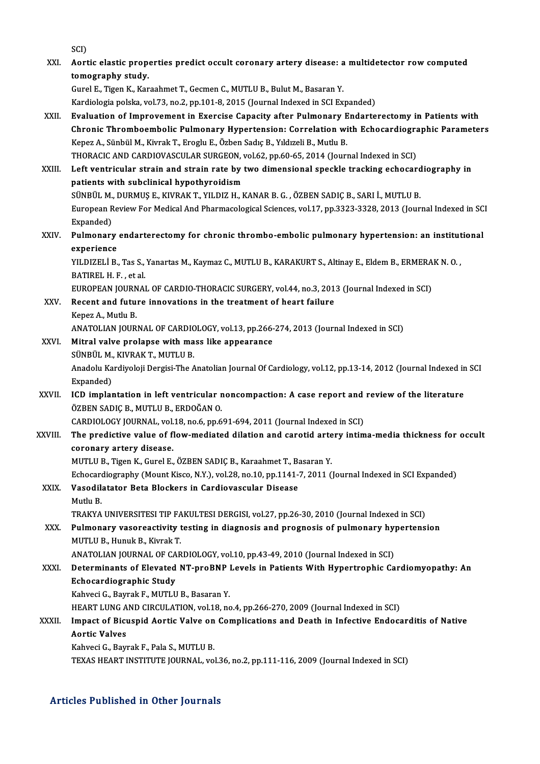SCI)

XXI. **Aortic elastic properties predict occult coronary artery disease: a multidetector row computed tomography study.**
Gurel E., Tigen K., Karaahmet T., Gecmen C., MUTLU B., Bulut M., Basaran Y.
Kardiologia polska, vol.73, no.2, pp.101-8, 2015 (Journal Indexed in SCI Expanded)

XXII. **Evaluation of Improvement in Exercise Capacity after Pulmonary Endarterectomy in Patients with Chronic Thromboembolic Pulmonary Hypertension: Correlation with Echocardiographic Parameters**
Kepez A., Sünbül M., Kivrak T., Eroglu E., Özben Sadıç B., Yıldızeli B., Mutlu B.
THORACIC AND CARDIOVASCULAR SURGEON, vol.62, pp.60-65, 2014 (Journal Indexed in SCI)

XXIII. **Left ventricular strain and strain rate by two dimensional speckle tracking echocardiography in patients with subclinical hypothyroidism**
SÜNBÜL M., DURMUŞ E., KIVRAK T., YILDIZ H., KANAR B. G. , ÖZBEN SADIÇ B., SARI İ., MUTLU B.
European Review For Medical And Pharmacological Sciences, vol.17, pp.3323-3328, 2013 (Journal Indexed in SCI Expanded)

XXIV. **Pulmonary endarterectomy for chronic thrombo-embolic pulmonary hypertension: an institutional experience**
YILDIZELİ B., Tas S., Yanartas M., Kaymaz C., MUTLU B., KARAKURT S., Altinay E., Eldem B., ERMERAK N. O. , BATIREL H. F. , et al.
EUROPEAN JOURNAL OF CARDIO-THORACIC SURGERY, vol.44, no.3, 2013 (Journal Indexed in SCI)

XXV. **Recent and future innovations in the treatment of heart failure**
Kepez A., Mutlu B.
ANATOLIAN JOURNAL OF CARDIOLOGY, vol.13, pp.266-274, 2013 (Journal Indexed in SCI)

XXVI. **Mitral valve prolapse with mass like appearance**
SÜNBÜL M., KIVRAK T., MUTLU B.
Anadolu Kardiyoloji Dergisi-The Anatolian Journal Of Cardiology, vol.12, pp.13-14, 2012 (Journal Indexed in SCI Expanded)

XXVII. **ICD implantation in left ventricular noncompaction: A case report and review of the literature**
ÖZBEN SADIÇ B., MUTLU B., ERDOĞAN O.
CARDIOLOGY JOURNAL, vol.18, no.6, pp.691-694, 2011 (Journal Indexed in SCI)

XXVIII. **The predictive value of flow-mediated dilation and carotid artery intima-media thickness for occult coronary artery disease.**
MUTLU B., Tigen K., Gurel E., ÖZBEN SADIÇ B., Karaahmet T., Basaran Y.
Echocardiography (Mount Kisco, N.Y.), vol.28, no.10, pp.1141-7, 2011 (Journal Indexed in SCI Expanded)

XXIX. **Vasodilatator Beta Blockers in Cardiovascular Disease**
Mutlu B.
TRAKYA UNIVERSITESI TIP FAKULTESI DERGISI, vol.27, pp.26-30, 2010 (Journal Indexed in SCI)

XXX. **Pulmonary vasoreactivity testing in diagnosis and prognosis of pulmonary hypertension**
MUTLU B., Hunuk B., Kivrak T.
ANATOLIAN JOURNAL OF CARDIOLOGY, vol.10, pp.43-49, 2010 (Journal Indexed in SCI)

XXXI. **Determinants of Elevated NT-proBNP Levels in Patients With Hypertrophic Cardiomyopathy: An Echocardiographic Study**
Kahveci G., Bayrak F., MUTLU B., Basaran Y.
HEART LUNG AND CIRCULATION, vol.18, no.4, pp.266-270, 2009 (Journal Indexed in SCI)

XXXII. **Impact of Bicuspid Aortic Valve on Complications and Death in Infective Endocarditis of Native Aortic Valves**
Kahveci G., Bayrak F., Pala S., MUTLU B.
TEXAS HEART INSTITUTE JOURNAL, vol.36, no.2, pp.111-116, 2009 (Journal Indexed in SCI)

## Articles Published in Other Journals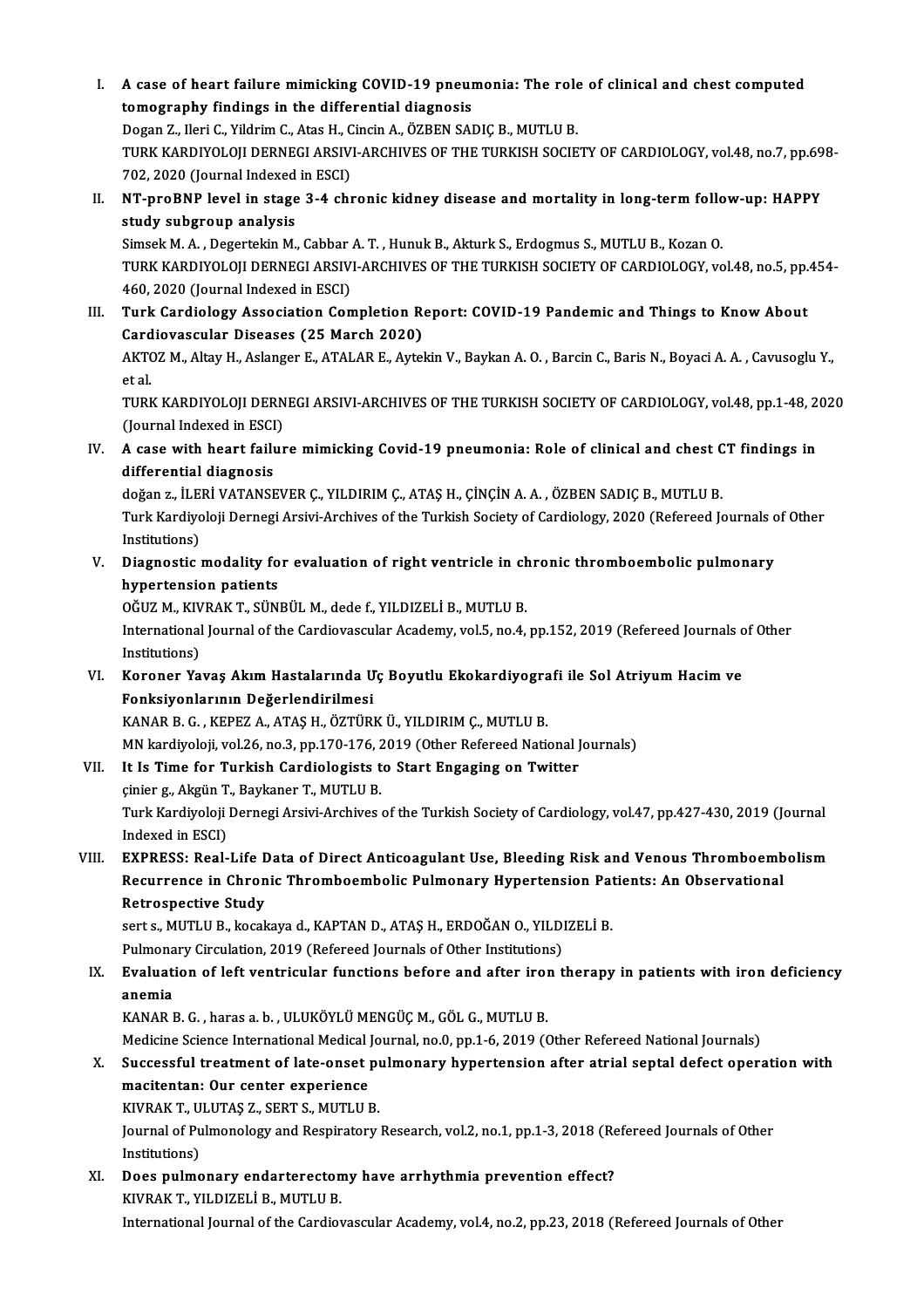I. **A case of heart failure mimicking COVID-19 pneumonia: The role of clinical and chest computed tomography findings in the differential diagnosis**
   Dogan Z., Ileri C., Yildrim C., Atas H., Cincin A., ÖZBEN SADIÇ B., MUTLU B.
   TURK KARDIYOLOJI DERNEGI ARSIVI-ARCHIVES OF THE TURKISH SOCIETY OF CARDIOLOGY, vol.48, no.7, pp.698-702, 2020 (Journal Indexed in ESCI)

II. **NT-proBNP level in stage 3-4 chronic kidney disease and mortality in long-term follow-up: HAPPY study subgroup analysis**
   Simsek M. A. , Degertekin M., Cabbar A. T. , Hunuk B., Akturk S., Erdogmus S., MUTLU B., Kozan O.
   TURK KARDIYOLOJI DERNEGI ARSIVI-ARCHIVES OF THE TURKISH SOCIETY OF CARDIOLOGY, vol.48, no.5, pp.454-460, 2020 (Journal Indexed in ESCI)

III. **Turk Cardiology Association Completion Report: COVID-19 Pandemic and Things to Know About Cardiovascular Diseases (25 March 2020)**
   AKTOZ M., Altay H., Aslanger E., ATALAR E., Aytekin V., Baykan A. O. , Barcin C., Baris N., Boyaci A. A. , Cavusoglu Y., et al.
   TURK KARDIYOLOJI DERNEGI ARSIVI-ARCHIVES OF THE TURKISH SOCIETY OF CARDIOLOGY, vol.48, pp.1-48, 2020 (Journal Indexed in ESCI)

IV. **A case with heart failure mimicking Covid-19 pneumonia: Role of clinical and chest CT findings in differential diagnosis**
   doğan z., İLERİ VATANSEVER Ç., YILDIRIM Ç., ATAŞ H., ÇİNÇİN A. A. , ÖZBEN SADIÇ B., MUTLU B.
   Turk Kardiyoloji Dernegi Arsivi-Archives of the Turkish Society of Cardiology, 2020 (Refereed Journals of Other Institutions)

V. **Diagnostic modality for evaluation of right ventricle in chronic thromboembolic pulmonary hypertension patients**
   OĞUZ M., KIVRAK T., SÜNBÜL M., dede f., YILDIZELİ B., MUTLU B.
   International Journal of the Cardiovascular Academy, vol.5, no.4, pp.152, 2019 (Refereed Journals of Other Institutions)

VI. **Koroner Yavaş Akım Hastalarında Üç Boyutlu Ekokardiyografi ile Sol Atriyum Hacim ve Fonksiyonlarının Değerlendirilmesi**
   KANAR B. G. , KEPEZ A., ATAŞ H., ÖZTÜRK Ü., YILDIRIM Ç., MUTLU B.
   MN kardiyoloji, vol.26, no.3, pp.170-176, 2019 (Other Refereed National Journals)

VII. **It Is Time for Turkish Cardiologists to Start Engaging on Twitter**
   çinier g., Akgün T., Baykaner T., MUTLU B.
   Turk Kardiyoloji Dernegi Arsivi-Archives of the Turkish Society of Cardiology, vol.47, pp.427-430, 2019 (Journal Indexed in ESCI)

VIII. **EXPRESS: Real-Life Data of Direct Anticoagulant Use, Bleeding Risk and Venous Thromboembolism Recurrence in Chronic Thromboembolic Pulmonary Hypertension Patients: An Observational Retrospective Study**
   sert s., MUTLU B., kocakaya d., KAPTAN D., ATAŞ H., ERDOĞAN O., YILDIZELİ B.
   Pulmonary Circulation, 2019 (Refereed Journals of Other Institutions)

IX. **Evaluation of left ventricular functions before and after iron therapy in patients with iron deficiency anemia**
   KANAR B. G. , haras a. b. , ULUKÖYLÜ MENGÜÇ M., GÖL G., MUTLU B.
   Medicine Science International Medical Journal, no.0, pp.1-6, 2019 (Other Refereed National Journals)

X. **Successful treatment of late-onset pulmonary hypertension after atrial septal defect operation with macitentan: Our center experience**
   KIVRAK T., ULUTAŞ Z., SERT S., MUTLU B.
   Journal of Pulmonology and Respiratory Research, vol.2, no.1, pp.1-3, 2018 (Refereed Journals of Other Institutions)

XI. **Does pulmonary endarterectomy have arrhythmia prevention effect?**
   KIVRAK T., YILDIZELİ B., MUTLU B.
   International Journal of the Cardiovascular Academy, vol.4, no.2, pp.23, 2018 (Refereed Journals of Other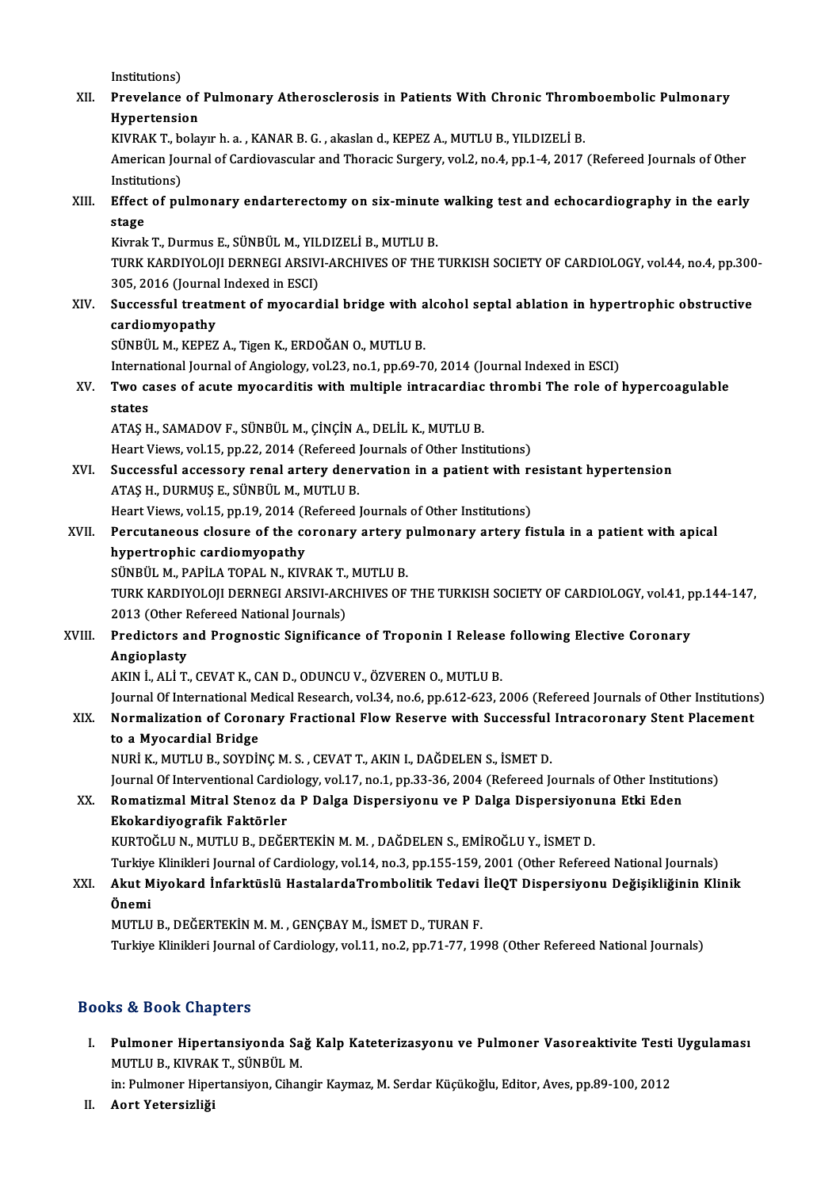Institutions)

XII. **Prevelance of Pulmonary Atherosclerosis in Patients With Chronic Thromboembolic Pulmonary Hypertension**
KIVRAK T., bolayır h. a. , KANAR B. G. , akaslan d., KEPEZ A., MUTLU B., YILDIZELİ B.
American Journal of Cardiovascular and Thoracic Surgery, vol.2, no.4, pp.1-4, 2017 (Refereed Journals of Other Institutions)

XIII. **Effect of pulmonary endarterectomy on six-minute walking test and echocardiography in the early stage**
Kivrak T., Durmus E., SÜNBÜL M., YILDIZELİ B., MUTLU B.
TURK KARDIYOLOJI DERNEGI ARSIVI-ARCHIVES OF THE TURKISH SOCIETY OF CARDIOLOGY, vol.44, no.4, pp.300-305, 2016 (Journal Indexed in ESCI)

XIV. **Successful treatment of myocardial bridge with alcohol septal ablation in hypertrophic obstructive cardiomyopathy**
SÜNBÜL M., KEPEZ A., Tigen K., ERDOĞAN O., MUTLU B.
International Journal of Angiology, vol.23, no.1, pp.69-70, 2014 (Journal Indexed in ESCI)

XV. **Two cases of acute myocarditis with multiple intracardiac thrombi The role of hypercoagulable states**
ATAŞ H., SAMADOV F., SÜNBÜL M., ÇİNÇİN A., DELİL K., MUTLU B.
Heart Views, vol.15, pp.22, 2014 (Refereed Journals of Other Institutions)

XVI. **Successful accessory renal artery denervation in a patient with resistant hypertension**
ATAŞ H., DURMUŞ E., SÜNBÜL M., MUTLU B.
Heart Views, vol.15, pp.19, 2014 (Refereed Journals of Other Institutions)

XVII. **Percutaneous closure of the coronary artery pulmonary artery fistula in a patient with apical hypertrophic cardiomyopathy**
SÜNBÜL M., PAPİLA TOPAL N., KIVRAK T., MUTLU B.
TURK KARDIYOLOJI DERNEGI ARSIVI-ARCHIVES OF THE TURKISH SOCIETY OF CARDIOLOGY, vol.41, pp.144-147, 2013 (Other Refereed National Journals)

XVIII. **Predictors and Prognostic Significance of Troponin I Release following Elective Coronary Angioplasty**
AKIN İ., ALİ T., CEVAT K., CAN D., ODUNCU V., ÖZVEREN O., MUTLU B.
Journal Of International Medical Research, vol.34, no.6, pp.612-623, 2006 (Refereed Journals of Other Institutions)

XIX. **Normalization of Coronary Fractional Flow Reserve with Successful Intracoronary Stent Placement to a Myocardial Bridge**
NURİ K., MUTLU B., SOYDİNÇ M. S. , CEVAT T., AKIN I., DAĞDELEN S., İSMET D.
Journal Of Interventional Cardiology, vol.17, no.1, pp.33-36, 2004 (Refereed Journals of Other Institutions)

XX. **Romatizmal Mitral Stenoz da P Dalga Dispersiyonu ve P Dalga Dispersiyonuna Etki Eden Ekokardiyografik Faktörler**
KURTOĞLU N., MUTLU B., DEĞERTEKİN M. M. , DAĞDELEN S., EMİROĞLU Y., İSMET D.
Turkiye Klinikleri Journal of Cardiology, vol.14, no.3, pp.155-159, 2001 (Other Refereed National Journals)

XXI. **Akut Miyokard İnfarktüslü HastalardaTrombolitik Tedavi İleQT Dispersiyonu Değişikliğinin Klinik Önemi**
MUTLU B., DEĞERTEKİN M. M. , GENÇBAY M., İSMET D., TURAN F.
Turkiye Klinikleri Journal of Cardiology, vol.11, no.2, pp.71-77, 1998 (Other Refereed National Journals)

## Books & Book Chapters

I. **Pulmoner Hipertansiyonda Sağ Kalp Kateterizasyonu ve Pulmoner Vasoreaktivite Testi Uygulaması**
MUTLU B., KIVRAK T., SÜNBÜL M.
in: Pulmoner Hipertansiyon, Cihangir Kaymaz, M. Serdar Küçükoğlu, Editor, Aves, pp.89-100, 2012

II. **Aort Yetersizliği**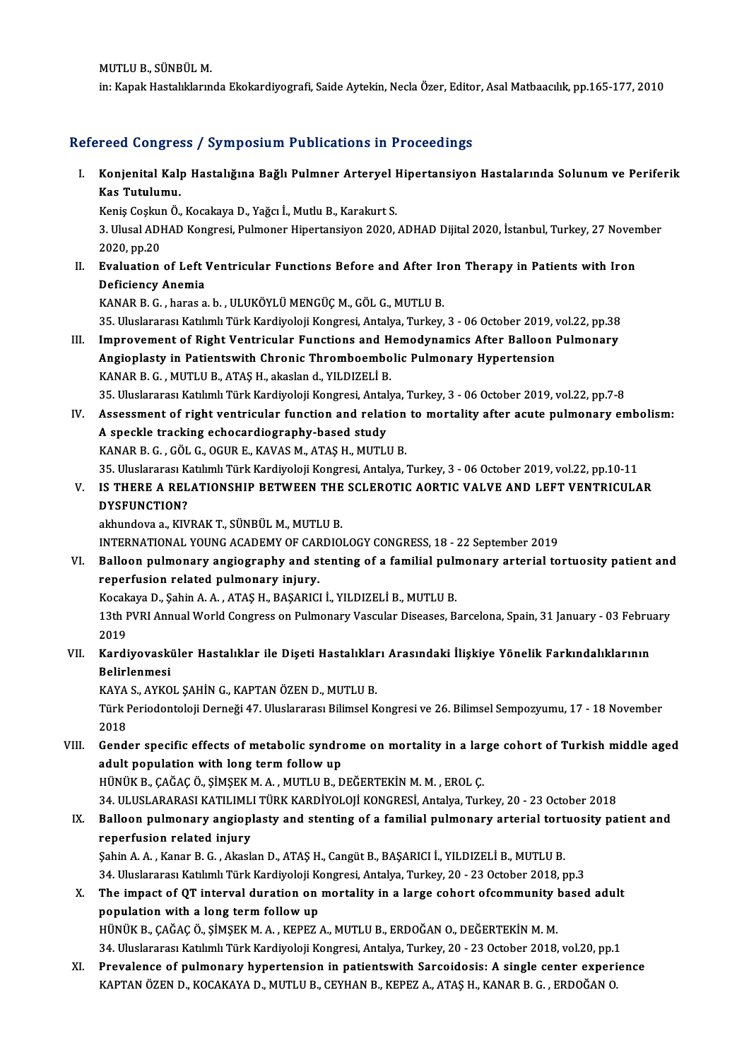MUTLU B., SÜNBÜL M.

in: Kapak Hastalıklarında Ekokardiyografi, Saide Aytekin, Necla Özer, Editor, Asal Matbaacılık, pp.165-177, 2010

## Refereed Congress / Symposium Publications in Proceedings

I. **Konjenital Kalp Hastalığına Bağlı Pulmner Arteryel Hipertansiyon Hastalarında Solunum ve Periferik Kas Tutulumu.**
   Keniş Coşkun Ö., Kocakaya D., Yağcı İ., Mutlu B., Karakurt S.
   3. Ulusal ADHAD Kongresi, Pulmoner Hipertansiyon 2020, ADHAD Dijital 2020, İstanbul, Turkey, 27 November 2020, pp.20

II. **Evaluation of Left Ventricular Functions Before and After Iron Therapy in Patients with Iron Deficiency Anemia**
   KANAR B. G. , haras a. b. , ULUKÖYLÜ MENGÜÇ M., GÖL G., MUTLU B.
   35. Uluslararası Katılımlı Türk Kardiyoloji Kongresi, Antalya, Turkey, 3 - 06 October 2019, vol.22, pp.38

III. **Improvement of Right Ventricular Functions and Hemodynamics After Balloon Pulmonary Angioplasty in Patientswith Chronic Thromboembolic Pulmonary Hypertension**
   KANAR B. G. , MUTLU B., ATAŞ H., akaslan d., YILDIZELİ B.
   35. Uluslararası Katılımlı Türk Kardiyoloji Kongresi, Antalya, Turkey, 3 - 06 October 2019, vol.22, pp.7-8

IV. **Assessment of right ventricular function and relation to mortality after acute pulmonary embolism: A speckle tracking echocardiography-based study**
   KANAR B. G. , GÖL G., OGUR E., KAVAS M., ATAŞ H., MUTLU B.
   35. Uluslararası Katılımlı Türk Kardiyoloji Kongresi, Antalya, Turkey, 3 - 06 October 2019, vol.22, pp.10-11

V. **IS THERE A RELATIONSHIP BETWEEN THE SCLEROTIC AORTIC VALVE AND LEFT VENTRICULAR DYSFUNCTION?**
   akhundova a., KIVRAK T., SÜNBÜL M., MUTLU B.
   INTERNATIONAL YOUNG ACADEMY OF CARDIOLOGY CONGRESS, 18 - 22 September 2019

VI. **Balloon pulmonary angiography and stenting of a familial pulmonary arterial tortuosity patient and reperfusion related pulmonary injury.**
   Kocakaya D., Şahin A. A. , ATAŞ H., BAŞARICI İ., YILDIZELİ B., MUTLU B.
   13th PVRI Annual World Congress on Pulmonary Vascular Diseases, Barcelona, Spain, 31 January - 03 February 2019

VII. **Kardiyovasküler Hastalıklar ile Dişeti Hastalıkları Arasındaki İlişkiye Yönelik Farkındalıklarının Belirlenmesi**
   KAYA S., AYKOL ŞAHİN G., KAPTAN ÖZEN D., MUTLU B.
   Türk Periodontoloji Derneği 47. Uluslararası Bilimsel Kongresi ve 26. Bilimsel Sempozyumu, 17 - 18 November 2018

VIII. **Gender specific effects of metabolic syndrome on mortality in a large cohort of Turkish middle aged adult population with long term follow up**
   HÜNÜK B., ÇAĞAÇ Ö., ŞİMŞEK M. A. , MUTLU B., DEĞERTEKİN M. M. , EROL Ç.
   34. ULUSLARARASI KATILIMLI TÜRK KARDİYOLOJİ KONGRESİ, Antalya, Turkey, 20 - 23 October 2018

IX. **Balloon pulmonary angioplasty and stenting of a familial pulmonary arterial tortuosity patient and reperfusion related injury**
   Şahin A. A. , Kanar B. G. , Akaslan D., ATAŞ H., Cangüt B., BAŞARICI İ., YILDIZELİ B., MUTLU B.
   34. Uluslararası Katılımlı Türk Kardiyoloji Kongresi, Antalya, Turkey, 20 - 23 October 2018, pp.3

X. **The impact of QT interval duration on mortality in a large cohort ofcommunity based adult population with a long term follow up**
   HÜNÜK B., ÇAĞAÇ Ö., ŞİMŞEK M. A. , KEPEZ A., MUTLU B., ERDOĞAN O., DEĞERTEKİN M. M.
   34. Uluslararası Katılımlı Türk Kardiyoloji Kongresi, Antalya, Turkey, 20 - 23 October 2018, vol.20, pp.1

XI. **Prevalence of pulmonary hypertension in patientswith Sarcoidosis: A single center experience**
   KAPTAN ÖZEN D., KOCAKAYA D., MUTLU B., CEYHAN B., KEPEZ A., ATAŞ H., KANAR B. G. , ERDOĞAN O.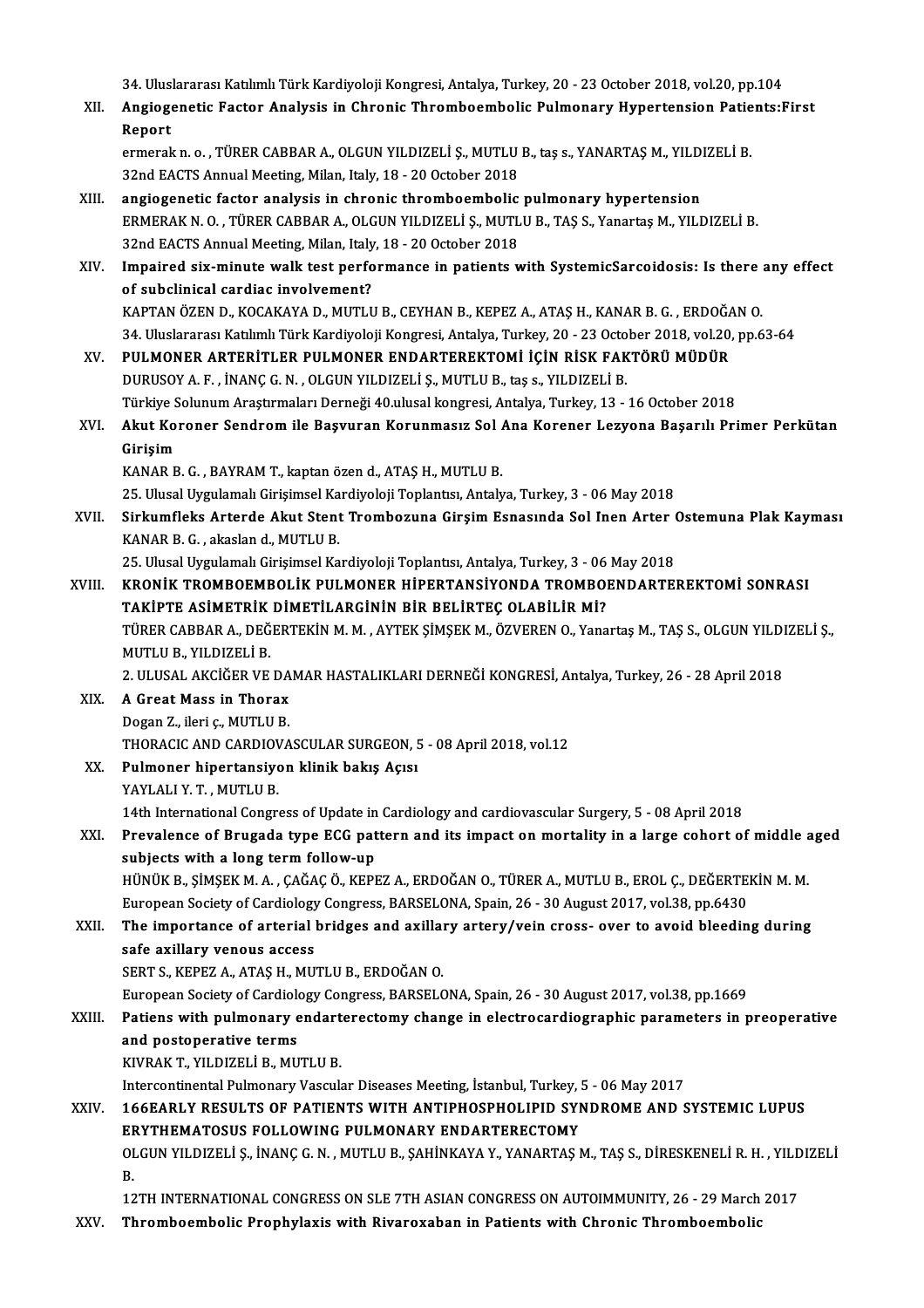34. Uluslararası Katılımlı Türk Kardiyoloji Kongresi, Antalya, Turkey, 20 - 23 October 2018, vol.20, pp.104

XII. **Angiogenetic Factor Analysis in Chronic Thromboembolic Pulmonary Hypertension Patients:First Report**
ermerak n. o. , TÜRER CABBAR A., OLGUN YILDIZELİ Ş., MUTLU B., taş s., YANARTAŞ M., YILDIZELİ B.
32nd EACTS Annual Meeting, Milan, Italy, 18 - 20 October 2018

XIII. **angiogenetic factor analysis in chronic thromboembolic pulmonary hypertension**
ERMERAK N. O. , TÜRER CABBAR A., OLGUN YILDIZELİ Ş., MUTLU B., TAŞ S., Yanartaş M., YILDIZELİ B.
32nd EACTS Annual Meeting, Milan, Italy, 18 - 20 October 2018

XIV. **Impaired six-minute walk test performance in patients with SystemicSarcoidosis: Is there any effect of subclinical cardiac involvement?**
KAPTAN ÖZEN D., KOCAKAYA D., MUTLU B., CEYHAN B., KEPEZ A., ATAŞ H., KANAR B. G. , ERDOĞAN O.
34. Uluslararası Katılımlı Türk Kardiyoloji Kongresi, Antalya, Turkey, 20 - 23 October 2018, vol.20, pp.63-64

XV. **PULMONER ARTERİTLER PULMONER ENDARTEREKTOMİ İÇİN RİSK FAKTÖRÜ MÜDÜR**
DURUSOY A. F. , İNANÇ G. N. , OLGUN YILDIZELİ Ş., MUTLU B., taş s., YILDIZELİ B.
Türkiye Solunum Araştırmaları Derneği 40.ulusal kongresi, Antalya, Turkey, 13 - 16 October 2018

XVI. **Akut Koroner Sendrom ile Başvuran Korunmasız Sol Ana Korener Lezyona Başarılı Primer Perkütan Girişim**
KANAR B. G. , BAYRAM T., kaptan özen d., ATAŞ H., MUTLU B.
25. Ulusal Uygulamalı Girişimsel Kardiyoloji Toplantısı, Antalya, Turkey, 3 - 06 May 2018

XVII. **Sirkumfleks Arterde Akut Stent Trombozuna Girşim Esnasında Sol Inen Arter Ostemuna Plak Kayması**
KANAR B. G. , akaslan d., MUTLU B.
25. Ulusal Uygulamalı Girişimsel Kardiyoloji Toplantısı, Antalya, Turkey, 3 - 06 May 2018

XVIII. **KRONİK TROMBOEMBOLİK PULMONER HİPERTANSİYONDA TROMBOENDARTEREKTOMİ SONRASI TAKİPTE ASİMETRİK DİMETİLARGİNİN BİR BELİRTEÇ OLABİLİR Mİ?**
TÜRER CABBAR A., DEĞERTEKİN M. M. , AYTEK ŞİMŞEK M., ÖZVEREN O., Yanartaş M., TAŞ S., OLGUN YILDIZELİ Ş., MUTLU B., YILDIZELİ B.
2. ULUSAL AKCİĞER VE DAMAR HASTALIKLARI DERNEĞİ KONGRESİ, Antalya, Turkey, 26 - 28 April 2018

XIX. **A Great Mass in Thorax**
Dogan Z., ileri ç., MUTLU B.
THORACIC AND CARDIOVASCULAR SURGEON, 5 - 08 April 2018, vol.12

XX. **Pulmoner hipertansiyon klinik bakış Açısı**
YAYLALI Y. T. , MUTLU B.
14th International Congress of Update in Cardiology and cardiovascular Surgery, 5 - 08 April 2018

XXI. **Prevalence of Brugada type ECG pattern and its impact on mortality in a large cohort of middle aged subjects with a long term follow-up**
HÜNÜK B., ŞİMŞEK M. A. , ÇAĞAÇ Ö., KEPEZ A., ERDOĞAN O., TÜRER A., MUTLU B., EROL Ç., DEĞERTEKİN M. M.
European Society of Cardiology Congress, BARSELONA, Spain, 26 - 30 August 2017, vol.38, pp.6430

XXII. **The importance of arterial bridges and axillary artery/vein cross- over to avoid bleeding during safe axillary venous access**
SERT S., KEPEZ A., ATAŞ H., MUTLU B., ERDOĞAN O.
European Society of Cardiology Congress, BARSELONA, Spain, 26 - 30 August 2017, vol.38, pp.1669

XXIII. **Patiens with pulmonary endarterectomy change in electrocardiographic parameters in preoperative and postoperative terms**
KIVRAK T., YILDIZELİ B., MUTLU B.
Intercontinental Pulmonary Vascular Diseases Meeting, İstanbul, Turkey, 5 - 06 May 2017

XXIV. **166EARLY RESULTS OF PATIENTS WITH ANTIPHOSPHOLIPID SYNDROME AND SYSTEMIC LUPUS ERYTHEMATOSUS FOLLOWING PULMONARY ENDARTERECTOMY**
OLGUN YILDIZELİ Ş., İNANÇ G. N. , MUTLU B., ŞAHİNKAYA Y., YANARTAŞ M., TAŞ S., DİRESKENELİ R. H. , YILDIZELİ B.
12TH INTERNATIONAL CONGRESS ON SLE 7TH ASIAN CONGRESS ON AUTOIMMUNITY, 26 - 29 March 2017

XXV. **Thromboembolic Prophylaxis with Rivaroxaban in Patients with Chronic Thromboembolic**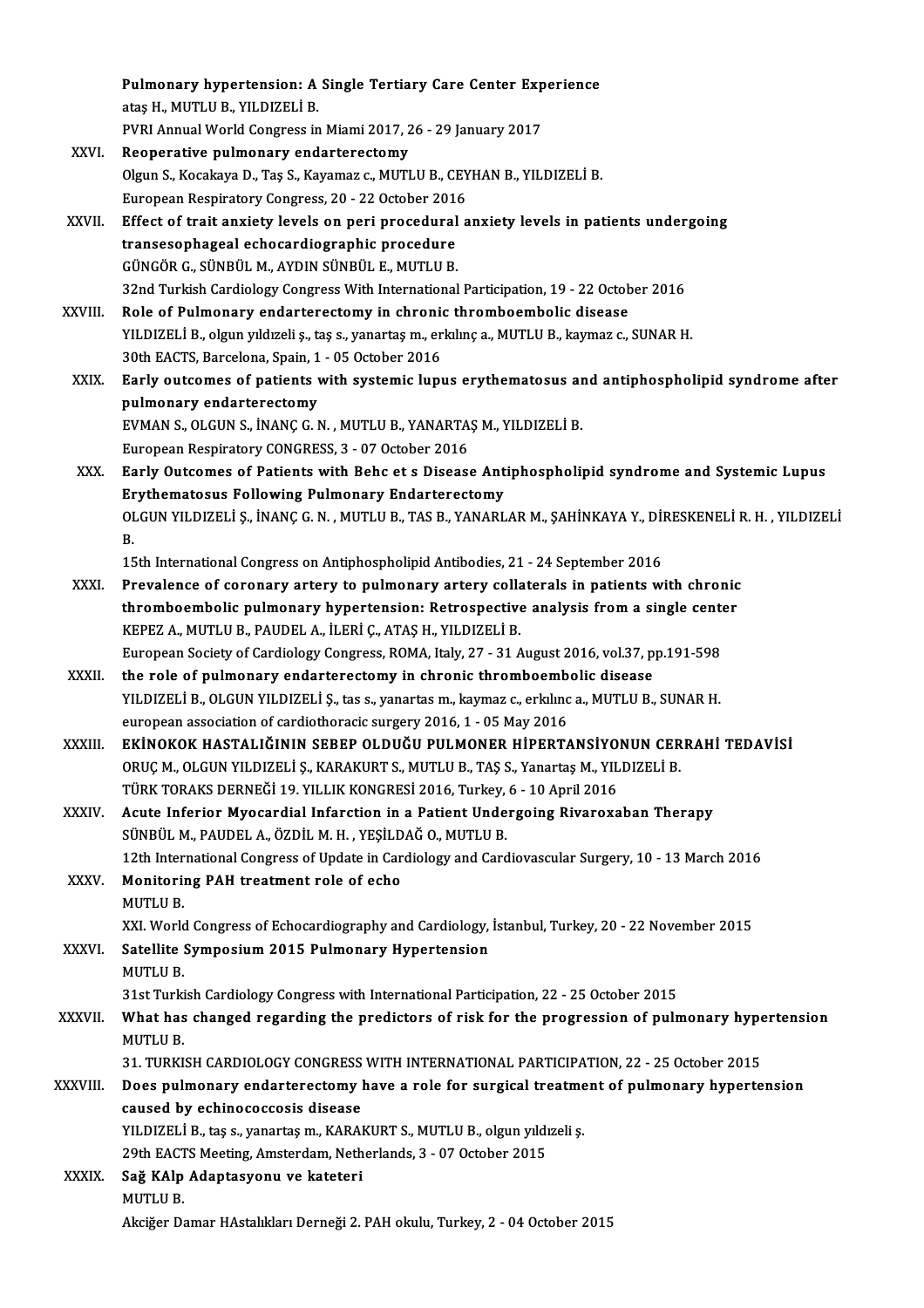**Pulmonary hypertension: A Single Tertiary Care Center Experience**
ataş H., MUTLU B., YILDIZELİ B.
PVRI Annual World Congress in Miami 2017, 26 - 29 January 2017

XXVI. **Reoperative pulmonary endarterectomy**
Olgun S., Kocakaya D., Taş S., Kayamaz c., MUTLU B., CEYHAN B., YILDIZELİ B.
European Respiratory Congress, 20 - 22 October 2016

XXVII. **Effect of trait anxiety levels on peri procedural anxiety levels in patients undergoing transesophageal echocardiographic procedure**
GÜNGÖR G., SÜNBÜL M., AYDIN SÜNBÜL E., MUTLU B.
32nd Turkish Cardiology Congress With International Participation, 19 - 22 October 2016

XXVIII. **Role of Pulmonary endarterectomy in chronic thromboembolic disease**
YILDIZELİ B., olgun yıldızeli ş., taş s., yanartaş m., erkılınç a., MUTLU B., kaymaz c., SUNAR H.
30th EACTS, Barcelona, Spain, 1 - 05 October 2016

XXIX. **Early outcomes of patients with systemic lupus erythematosus and antiphospholipid syndrome after pulmonary endarterectomy**
EVMAN S., OLGUN S., İNANÇ G. N. , MUTLU B., YANARTAŞ M., YILDIZELİ B.
European Respiratory CONGRESS, 3 - 07 October 2016

XXX. **Early Outcomes of Patients with Behc et s Disease Antiphospholipid syndrome and Systemic Lupus Erythematosus Following Pulmonary Endarterectomy**
OLGUN YILDIZELİ Ş., İNANÇ G. N. , MUTLU B., TAS B., YANARLAR M., ŞAHİNKAYA Y., DİRESKENELİ R. H. , YILDIZELİ B.
15th International Congress on Antiphospholipid Antibodies, 21 - 24 September 2016

XXXI. **Prevalence of coronary artery to pulmonary artery collaterals in patients with chronic thromboembolic pulmonary hypertension: Retrospective analysis from a single center**
KEPEZ A., MUTLU B., PAUDEL A., İLERİ Ç., ATAŞ H., YILDIZELİ B.
European Society of Cardiology Congress, ROMA, Italy, 27 - 31 August 2016, vol.37, pp.191-598

XXXII. **the role of pulmonary endarterectomy in chronic thromboembolic disease**
YILDIZELİ B., OLGUN YILDIZELİ Ş., tas s., yanartas m., kaymaz c., erkılınc a., MUTLU B., SUNAR H.
european association of cardiothoracic surgery 2016, 1 - 05 May 2016

XXXIII. **EKİNOKOK HASTALIĞININ SEBEP OLDUĞU PULMONER HİPERTANSİYONUN CERRAHİ TEDAVİSİ**
ORUÇ M., OLGUN YILDIZELİ Ş., KARAKURT S., MUTLU B., TAŞ S., Yanartaş M., YILDIZELİ B.
TÜRK TORAKS DERNEĞİ 19. YILLIK KONGRESİ 2016, Turkey, 6 - 10 April 2016

XXXIV. **Acute Inferior Myocardial Infarction in a Patient Undergoing Rivaroxaban Therapy**
SÜNBÜL M., PAUDEL A., ÖZDİL M. H. , YEŞİLDAĞ O., MUTLU B.
12th International Congress of Update in Cardiology and Cardiovascular Surgery, 10 - 13 March 2016

XXXV. **Monitoring PAH treatment role of echo**
MUTLU B.
XXI. World Congress of Echocardiography and Cardiology, İstanbul, Turkey, 20 - 22 November 2015

XXXVI. **Satellite Symposium 2015 Pulmonary Hypertension**
MUTLU B.
31st Turkish Cardiology Congress with International Participation, 22 - 25 October 2015

XXXVII. **What has changed regarding the predictors of risk for the progression of pulmonary hypertension**
MUTLU B.
31. TURKISH CARDIOLOGY CONGRESS WITH INTERNATIONAL PARTICIPATION, 22 - 25 October 2015

XXXVIII. **Does pulmonary endarterectomy have a role for surgical treatment of pulmonary hypertension caused by echinococcosis disease**
YILDIZELİ B., taş s., yanartaş m., KARAKURT S., MUTLU B., olgun yıldızeli ş.
29th EACTS Meeting, Amsterdam, Netherlands, 3 - 07 October 2015

XXXIX. **Sağ KAlp Adaptasyonu ve kateteri**
MUTLU B.
Akciğer Damar HAstalıkları Derneği 2. PAH okulu, Turkey, 2 - 04 October 2015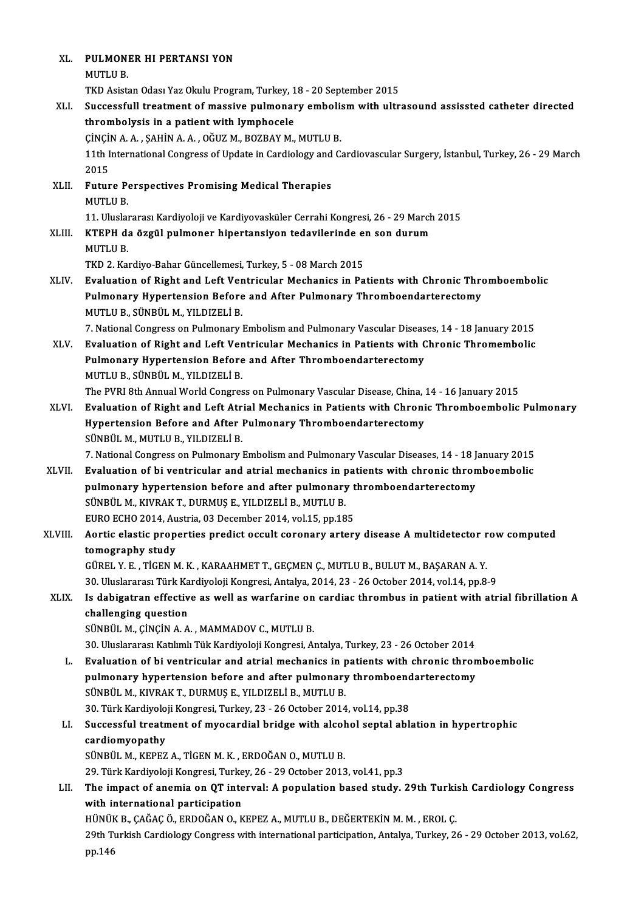XL. **PULMONER HI PERTANSI YON**
MUTLU B.
TKD Asistan Odası Yaz Okulu Program, Turkey, 18 - 20 September 2015

XLI. **Successfull treatment of massive pulmonary embolism with ultrasound assissted catheter directed thrombolysis in a patient with lymphocele**
ÇİNÇİN A. A. , ŞAHİN A. A. , OĞUZ M., BOZBAY M., MUTLU B.
11th International Congress of Update in Cardiology and Cardiovascular Surgery, İstanbul, Turkey, 26 - 29 March 2015

XLII. **Future Perspectives Promising Medical Therapies**
MUTLU B.
11. Uluslararası Kardiyoloji ve Kardiyovasküler Cerrahi Kongresi, 26 - 29 March 2015

XLIII. **KTEPH da özgül pulmoner hipertansiyon tedavilerinde en son durum**
MUTLU B.
TKD 2. Kardiyo-Bahar Güncellemesi, Turkey, 5 - 08 March 2015

XLIV. **Evaluation of Right and Left Ventricular Mechanics in Patients with Chronic Thromboembolic Pulmonary Hypertension Before and After Pulmonary Thromboendarterectomy**
MUTLU B., SÜNBÜL M., YILDIZELİ B.
7. National Congress on Pulmonary Embolism and Pulmonary Vascular Diseases, 14 - 18 January 2015

XLV. **Evaluation of Right and Left Ventricular Mechanics in Patients with Chronic Thromembolic Pulmonary Hypertension Before and After Thromboendarterectomy**
MUTLU B., SÜNBÜL M., YILDIZELİ B.
The PVRI 8th Annual World Congress on Pulmonary Vascular Disease, China, 14 - 16 January 2015

XLVI. **Evaluation of Right and Left Atrial Mechanics in Patients with Chronic Thromboembolic Pulmonary Hypertension Before and After Pulmonary Thromboendarterectomy**
SÜNBÜL M., MUTLU B., YILDIZELİ B.
7. National Congress on Pulmonary Embolism and Pulmonary Vascular Diseases, 14 - 18 January 2015

XLVII. **Evaluation of bi ventricular and atrial mechanics in patients with chronic thromboembolic pulmonary hypertension before and after pulmonary thromboendarterectomy**
SÜNBÜL M., KIVRAK T., DURMUŞ E., YILDIZELİ B., MUTLU B.
EURO ECHO 2014, Austria, 03 December 2014, vol.15, pp.185

XLVIII. **Aortic elastic properties predict occult coronary artery disease A multidetector row computed tomography study**
GÜREL Y. E. , TİGEN M. K. , KARAAHMET T., GEÇMEN Ç., MUTLU B., BULUT M., BAŞARAN A. Y.
30. Uluslararası Türk Kardiyoloji Kongresi, Antalya, 2014, 23 - 26 October 2014, vol.14, pp.8-9

XLIX. **Is dabigatran effective as well as warfarine on cardiac thrombus in patient with atrial fibrillation A challenging question**
SÜNBÜL M., ÇİNÇİN A. A. , MAMMADOV C., MUTLU B.
30. Uluslararası Katılımlı Tük Kardiyoloji Kongresi, Antalya, Turkey, 23 - 26 October 2014

L. **Evaluation of bi ventricular and atrial mechanics in patients with chronic thromboembolic pulmonary hypertension before and after pulmonary thromboendarterectomy**
SÜNBÜL M., KIVRAK T., DURMUŞ E., YILDIZELİ B., MUTLU B.
30. Türk Kardiyoloji Kongresi, Turkey, 23 - 26 October 2014, vol.14, pp.38

LI. **Successful treatment of myocardial bridge with alcohol septal ablation in hypertrophic cardiomyopathy**
SÜNBÜL M., KEPEZ A., TİGEN M. K. , ERDOĞAN O., MUTLU B.
29. Türk Kardiyoloji Kongresi, Turkey, 26 - 29 October 2013, vol.41, pp.3

LII. **The impact of anemia on QT interval: A population based study. 29th Turkish Cardiology Congress with international participation**
HÜNÜK B., ÇAĞAÇ Ö., ERDOĞAN O., KEPEZ A., MUTLU B., DEĞERTEKİN M. M. , EROL Ç.
29th Turkish Cardiology Congress with international participation, Antalya, Turkey, 26 - 29 October 2013, vol.62, pp.146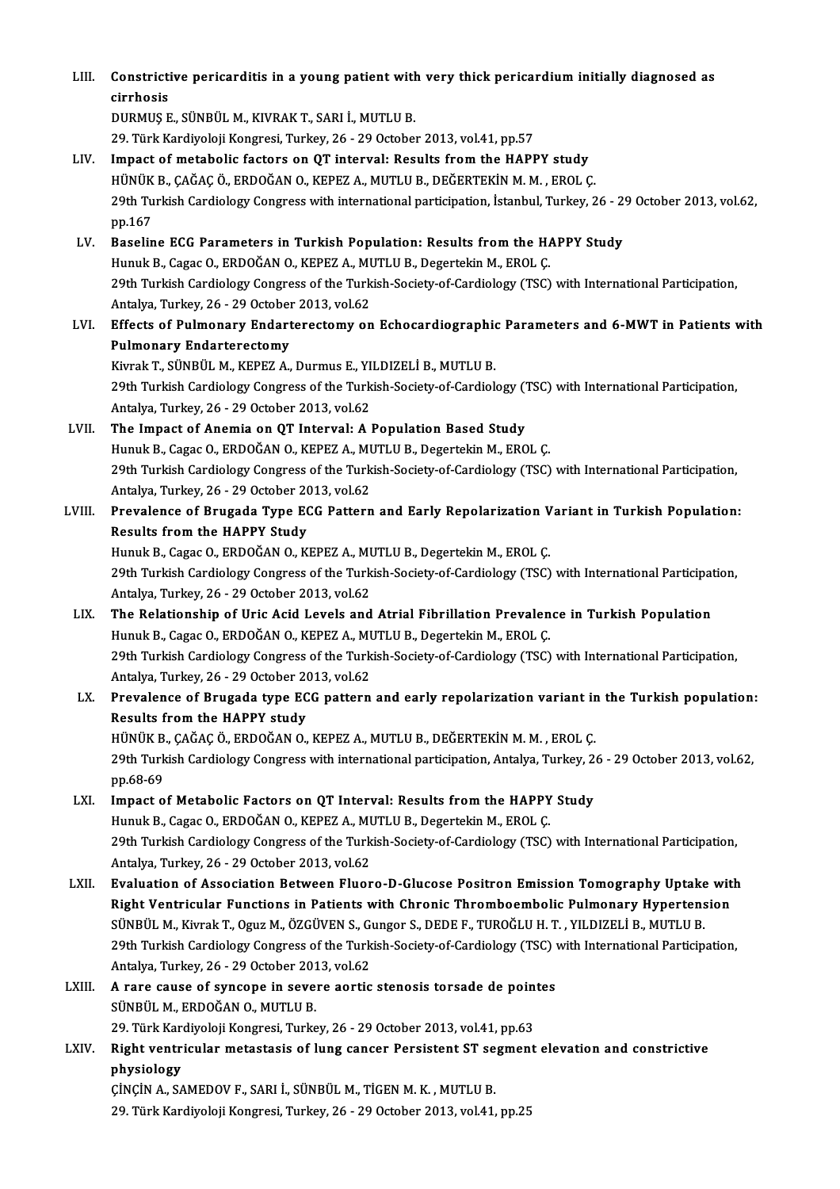LIII. **Constrictive pericarditis in a young patient with very thick pericardium initially diagnosed as cirrhosis**
DURMUŞ E., SÜNBÜL M., KIVRAK T., SARI İ., MUTLU B.
29. Türk Kardiyoloji Kongresi, Turkey, 26 - 29 October 2013, vol.41, pp.57

LIV. **Impact of metabolic factors on QT interval: Results from the HAPPY study**
HÜNÜK B., ÇAĞAÇ Ö., ERDOĞAN O., KEPEZ A., MUTLU B., DEĞERTEKİN M. M. , EROL Ç.
29th Turkish Cardiology Congress with international participation, İstanbul, Turkey, 26 - 29 October 2013, vol.62, pp.167

LV. **Baseline ECG Parameters in Turkish Population: Results from the HAPPY Study**
Hunuk B., Cagac O., ERDOĞAN O., KEPEZ A., MUTLU B., Degertekin M., EROL Ç.
29th Turkish Cardiology Congress of the Turkish-Society-of-Cardiology (TSC) with International Participation, Antalya, Turkey, 26 - 29 October 2013, vol.62

LVI. **Effects of Pulmonary Endarterectomy on Echocardiographic Parameters and 6-MWT in Patients with Pulmonary Endarterectomy**
Kivrak T., SÜNBÜL M., KEPEZ A., Durmus E., YILDIZELİ B., MUTLU B.
29th Turkish Cardiology Congress of the Turkish-Society-of-Cardiology (TSC) with International Participation, Antalya, Turkey, 26 - 29 October 2013, vol.62

LVII. **The Impact of Anemia on QT Interval: A Population Based Study**
Hunuk B., Cagac O., ERDOĞAN O., KEPEZ A., MUTLU B., Degertekin M., EROL Ç.
29th Turkish Cardiology Congress of the Turkish-Society-of-Cardiology (TSC) with International Participation, Antalya, Turkey, 26 - 29 October 2013, vol.62

LVIII. **Prevalence of Brugada Type ECG Pattern and Early Repolarization Variant in Turkish Population: Results from the HAPPY Study**
Hunuk B., Cagac O., ERDOĞAN O., KEPEZ A., MUTLU B., Degertekin M., EROL Ç.
29th Turkish Cardiology Congress of the Turkish-Society-of-Cardiology (TSC) with International Participation, Antalya, Turkey, 26 - 29 October 2013, vol.62

LIX. **The Relationship of Uric Acid Levels and Atrial Fibrillation Prevalence in Turkish Population**
Hunuk B., Cagac O., ERDOĞAN O., KEPEZ A., MUTLU B., Degertekin M., EROL Ç.
29th Turkish Cardiology Congress of the Turkish-Society-of-Cardiology (TSC) with International Participation, Antalya, Turkey, 26 - 29 October 2013, vol.62

LX. **Prevalence of Brugada type ECG pattern and early repolarization variant in the Turkish population: Results from the HAPPY study**
HÜNÜK B., ÇAĞAÇ Ö., ERDOĞAN O., KEPEZ A., MUTLU B., DEĞERTEKİN M. M. , EROL Ç.
29th Turkish Cardiology Congress with international participation, Antalya, Turkey, 26 - 29 October 2013, vol.62, pp.68-69

LXI. **Impact of Metabolic Factors on QT Interval: Results from the HAPPY Study**
Hunuk B., Cagac O., ERDOĞAN O., KEPEZ A., MUTLU B., Degertekin M., EROL Ç.
29th Turkish Cardiology Congress of the Turkish-Society-of-Cardiology (TSC) with International Participation, Antalya, Turkey, 26 - 29 October 2013, vol.62

LXII. **Evaluation of Association Between Fluoro-D-Glucose Positron Emission Tomography Uptake with Right Ventricular Functions in Patients with Chronic Thromboembolic Pulmonary Hypertension**
SÜNBÜL M., Kivrak T., Oguz M., ÖZGÜVEN S., Gungor S., DEDE F., TUROĞLU H. T. , YILDIZELİ B., MUTLU B.
29th Turkish Cardiology Congress of the Turkish-Society-of-Cardiology (TSC) with International Participation, Antalya, Turkey, 26 - 29 October 2013, vol.62

LXIII. **A rare cause of syncope in severe aortic stenosis torsade de pointes**
SÜNBÜL M., ERDOĞAN O., MUTLU B.
29. Türk Kardiyoloji Kongresi, Turkey, 26 - 29 October 2013, vol.41, pp.63

LXIV. **Right ventricular metastasis of lung cancer Persistent ST segment elevation and constrictive physiology**
ÇİNÇİN A., SAMEDOV F., SARI İ., SÜNBÜL M., TİGEN M. K. , MUTLU B.
29. Türk Kardiyoloji Kongresi, Turkey, 26 - 29 October 2013, vol.41, pp.25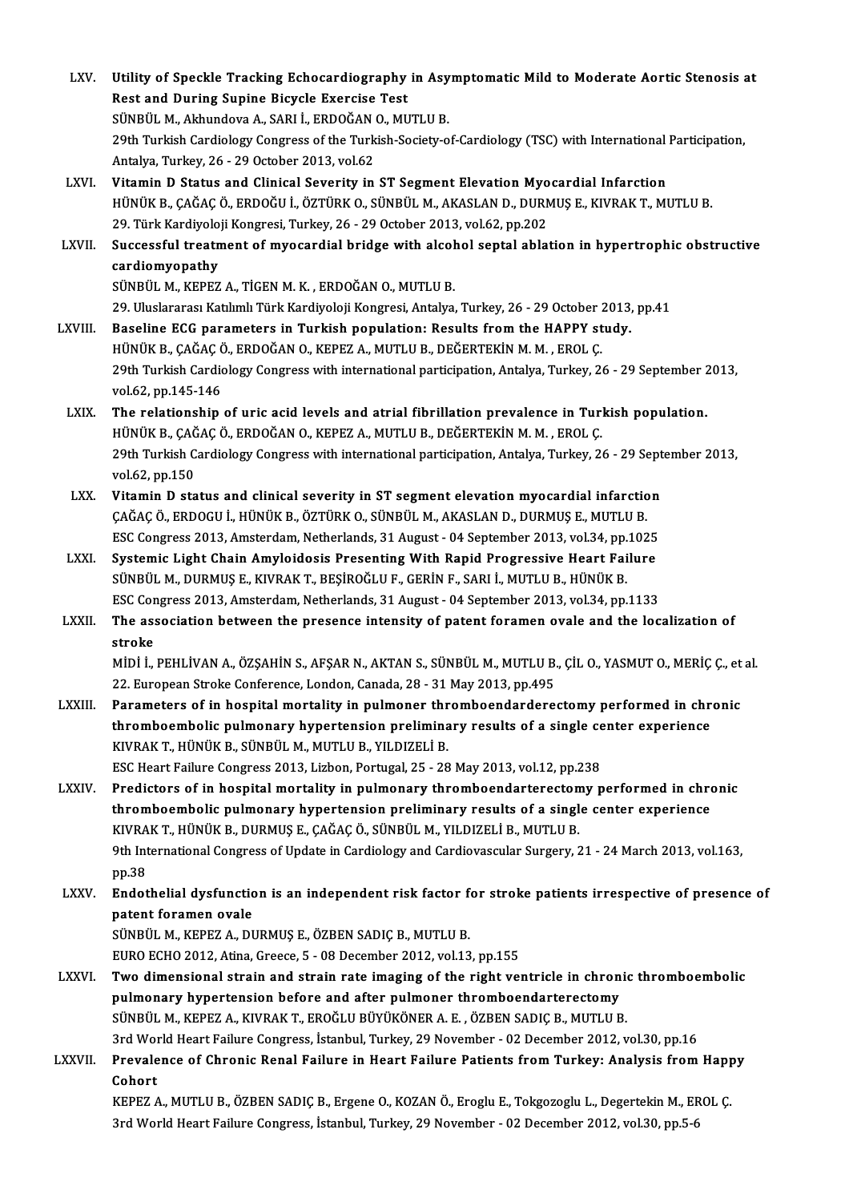LXV. **Utility of Speckle Tracking Echocardiography in Asymptomatic Mild to Moderate Aortic Stenosis at Rest and During Supine Bicycle Exercise Test**
SÜNBÜL M., Akhundova A., SARI İ., ERDOĞAN O., MUTLU B.
29th Turkish Cardiology Congress of the Turkish-Society-of-Cardiology (TSC) with International Participation, Antalya, Turkey, 26 - 29 October 2013, vol.62

LXVI. **Vitamin D Status and Clinical Severity in ST Segment Elevation Myocardial Infarction**
HÜNÜK B., ÇAĞAÇ Ö., ERDOĞU İ., ÖZTÜRK O., SÜNBÜL M., AKASLAN D., DURMUŞ E., KIVRAK T., MUTLU B.
29. Türk Kardiyoloji Kongresi, Turkey, 26 - 29 October 2013, vol.62, pp.202

LXVII. **Successful treatment of myocardial bridge with alcohol septal ablation in hypertrophic obstructive cardiomyopathy**
SÜNBÜL M., KEPEZ A., TİGEN M. K. , ERDOĞAN O., MUTLU B.
29. Uluslararası Katılımlı Türk Kardiyoloji Kongresi, Antalya, Turkey, 26 - 29 October 2013, pp.41

LXVIII. **Baseline ECG parameters in Turkish population: Results from the HAPPY study.**
HÜNÜK B., ÇAĞAÇ Ö., ERDOĞAN O., KEPEZ A., MUTLU B., DEĞERTEKİN M. M. , EROL Ç.
29th Turkish Cardiology Congress with international participation, Antalya, Turkey, 26 - 29 September 2013, vol.62, pp.145-146

LXIX. **The relationship of uric acid levels and atrial fibrillation prevalence in Turkish population.**
HÜNÜK B., ÇAĞAÇ Ö., ERDOĞAN O., KEPEZ A., MUTLU B., DEĞERTEKİN M. M. , EROL Ç.
29th Turkish Cardiology Congress with international participation, Antalya, Turkey, 26 - 29 September 2013, vol.62, pp.150

LXX. **Vitamin D status and clinical severity in ST segment elevation myocardial infarction**
ÇAĞAÇ Ö., ERDOGU İ., HÜNÜK B., ÖZTÜRK O., SÜNBÜL M., AKASLAN D., DURMUŞ E., MUTLU B.
ESC Congress 2013, Amsterdam, Netherlands, 31 August - 04 September 2013, vol.34, pp.1025

LXXI. **Systemic Light Chain Amyloidosis Presenting With Rapid Progressive Heart Failure**
SÜNBÜL M., DURMUŞ E., KIVRAK T., BEŞİROĞLU F., GERİN F., SARI İ., MUTLU B., HÜNÜK B.
ESC Congress 2013, Amsterdam, Netherlands, 31 August - 04 September 2013, vol.34, pp.1133

LXXII. **The association between the presence intensity of patent foramen ovale and the localization of stroke**
MİDİ İ., PEHLİVAN A., ÖZŞAHİN S., AFŞAR N., AKTAN S., SÜNBÜL M., MUTLU B., ÇİL O., YASMUT O., MERİÇ Ç., et al.
22. European Stroke Conference, London, Canada, 28 - 31 May 2013, pp.495

LXXIII. **Parameters of in hospital mortality in pulmoner thromboendarderectomy performed in chronic thromboembolic pulmonary hypertension preliminary results of a single center experience**
KIVRAK T., HÜNÜK B., SÜNBÜL M., MUTLU B., YILDIZELİ B.
ESC Heart Failure Congress 2013, Lizbon, Portugal, 25 - 28 May 2013, vol.12, pp.238

LXXIV. **Predictors of in hospital mortality in pulmoner thromboendarterectomy performed in chronic thromboembolic pulmonary hypertension preliminary results of a single center experience**
KIVRAK T., HÜNÜK B., DURMUŞ E., ÇAĞAÇ Ö., SÜNBÜL M., YILDIZELİ B., MUTLU B.
9th International Congress of Update in Cardiology and Cardiovascular Surgery, 21 - 24 March 2013, vol.163, pp.38

LXXV. **Endothelial dysfunction is an independent risk factor for stroke patients irrespective of presence of patent foramen ovale**
SÜNBÜL M., KEPEZ A., DURMUŞ E., ÖZBEN SADIÇ B., MUTLU B.
EURO ECHO 2012, Atina, Greece, 5 - 08 December 2012, vol.13, pp.155

LXXVI. **Two dimensional strain and strain rate imaging of the right ventricle in chronic thromboembolic pulmonary hypertension before and after pulmoner thromboendarterectomy**
SÜNBÜL M., KEPEZ A., KIVRAK T., EROĞLU BÜYÜKÖNER A. E. , ÖZBEN SADIÇ B., MUTLU B.
3rd World Heart Failure Congress, İstanbul, Turkey, 29 November - 02 December 2012, vol.30, pp.16

LXXVII. **Prevalence of Chronic Renal Failure in Heart Failure Patients from Turkey: Analysis from Happy Cohort**
KEPEZ A., MUTLU B., ÖZBEN SADIÇ B., Ergene O., KOZAN Ö., Eroglu E., Tokgozoglu L., Degertekin M., EROL Ç.
3rd World Heart Failure Congress, İstanbul, Turkey, 29 November - 02 December 2012, vol.30, pp.5-6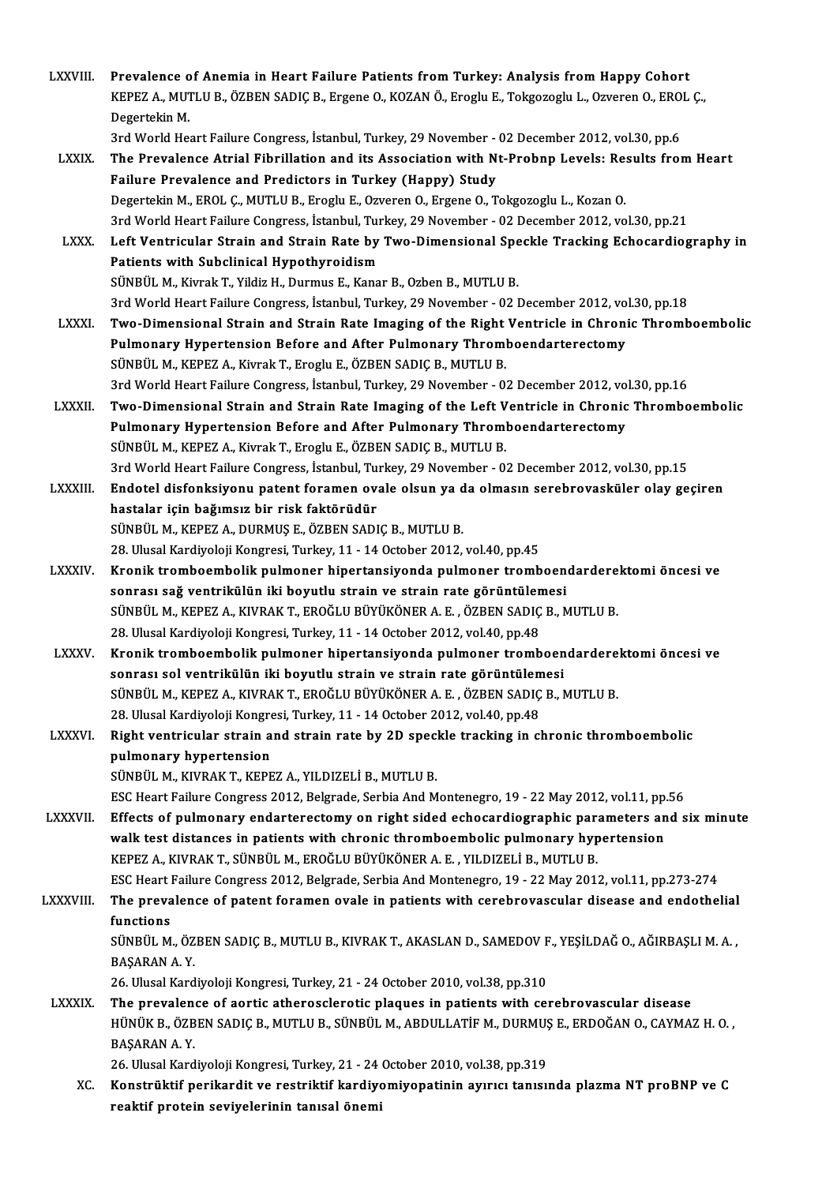LXXVIII. **Prevalence of Anemia in Heart Failure Patients from Turkey: Analysis from Happy Cohort**
KEPEZ A., MUTLU B., ÖZBEN SADIÇ B., Ergene O., KOZAN Ö., Eroglu E., Tokgozoglu L., Ozveren O., EROL Ç., Degertekin M.
3rd World Heart Failure Congress, İstanbul, Turkey, 29 November - 02 December 2012, vol.30, pp.6

LXXIX. **The Prevalence Atrial Fibrillation and its Association with Nt-Probnp Levels: Results from Heart Failure Prevalence and Predictors in Turkey (Happy) Study**
Degertekin M., EROL Ç., MUTLU B., Eroglu E., Ozveren O., Ergene O., Tokgozoglu L., Kozan O.
3rd World Heart Failure Congress, İstanbul, Turkey, 29 November - 02 December 2012, vol.30, pp.21

LXXX. **Left Ventricular Strain and Strain Rate by Two-Dimensional Speckle Tracking Echocardiography in Patients with Subclinical Hypothyroidism**
SÜNBÜL M., Kivrak T., Yildiz H., Durmus E., Kanar B., Ozben B., MUTLU B.
3rd World Heart Failure Congress, İstanbul, Turkey, 29 November - 02 December 2012, vol.30, pp.18

LXXXI. **Two-Dimensional Strain and Strain Rate Imaging of the Right Ventricle in Chronic Thromboembolic Pulmonary Hypertension Before and After Pulmonary Thromboendarterectomy**
SÜNBÜL M., KEPEZ A., Kivrak T., Eroglu E., ÖZBEN SADIÇ B., MUTLU B.
3rd World Heart Failure Congress, İstanbul, Turkey, 29 November - 02 December 2012, vol.30, pp.16

LXXXII. **Two-Dimensional Strain and Strain Rate Imaging of the Left Ventricle in Chronic Thromboembolic Pulmonary Hypertension Before and After Pulmonary Thromboendarterectomy**
SÜNBÜL M., KEPEZ A., Kivrak T., Eroglu E., ÖZBEN SADIÇ B., MUTLU B.
3rd World Heart Failure Congress, İstanbul, Turkey, 29 November - 02 December 2012, vol.30, pp.15

LXXXIII. **Endotel disfonksiyonu patent foramen ovale olsun ya da olmasın serebrovasküler olay geçiren hastalar için bağımsız bir risk faktörüdür**
SÜNBÜL M., KEPEZ A., DURMUŞ E., ÖZBEN SADIÇ B., MUTLU B.
28. Ulusal Kardiyoloji Kongresi, Turkey, 11 - 14 October 2012, vol.40, pp.45

LXXXIV. **Kronik tromboembolik pulmoner hipertansiyonda pulmoner tromboendarderektomi öncesi ve sonrası sağ ventrikülün iki boyutlu strain ve strain rate görüntülemesi**
SÜNBÜL M., KEPEZ A., KIVRAK T., EROĞLU BÜYÜKÖNER A. E. , ÖZBEN SADIÇ B., MUTLU B.
28. Ulusal Kardiyoloji Kongresi, Turkey, 11 - 14 October 2012, vol.40, pp.48

LXXXV. **Kronik tromboembolik pulmoner hipertansiyonda pulmoner tromboendarderektomi öncesi ve sonrası sol ventrikülün iki boyutlu strain ve strain rate görüntülemesi**
SÜNBÜL M., KEPEZ A., KIVRAK T., EROĞLU BÜYÜKÖNER A. E. , ÖZBEN SADIÇ B., MUTLU B.
28. Ulusal Kardiyoloji Kongresi, Turkey, 11 - 14 October 2012, vol.40, pp.48

LXXXVI. **Right ventricular strain and strain rate by 2D speckle tracking in chronic thromboembolic pulmonary hypertension**
SÜNBÜL M., KIVRAK T., KEPEZ A., YILDIZELİ B., MUTLU B.
ESC Heart Failure Congress 2012, Belgrade, Serbia And Montenegro, 19 - 22 May 2012, vol.11, pp.56

LXXXVII. **Effects of pulmonary endarterectomy on right sided echocardiographic parameters and six minute walk test distances in patients with chronic thromboembolic pulmonary hypertension**
KEPEZ A., KIVRAK T., SÜNBÜL M., EROĞLU BÜYÜKÖNER A. E. , YILDIZELİ B., MUTLU B.
ESC Heart Failure Congress 2012, Belgrade, Serbia And Montenegro, 19 - 22 May 2012, vol.11, pp.273-274

LXXXVIII. **The prevalence of patent foramen ovale in patients with cerebrovascular disease and endothelial functions**
SÜNBÜL M., ÖZBEN SADIÇ B., MUTLU B., KIVRAK T., AKASLAN D., SAMEDOV F., YEŞİLDAĞ O., AĞIRBAŞLI M. A. , BAŞARAN A. Y.
26. Ulusal Kardiyoloji Kongresi, Turkey, 21 - 24 October 2010, vol.38, pp.310

LXXXIX. **The prevalence of aortic atherosclerotic plaques in patients with cerebrovascular disease**
HÜNÜK B., ÖZBEN SADIÇ B., MUTLU B., SÜNBÜL M., ABDULLATİF M., DURMUŞ E., ERDOĞAN O., CAYMAZ H. O. , BAŞARAN A. Y.
26. Ulusal Kardiyoloji Kongresi, Turkey, 21 - 24 October 2010, vol.38, pp.319

XC. **Konstrüktif perikardit ve restriktif kardiyomiyopatinin ayırıcı tanısında plazma NT proBNP ve C reaktif protein seviyelerinin tanısal önemi**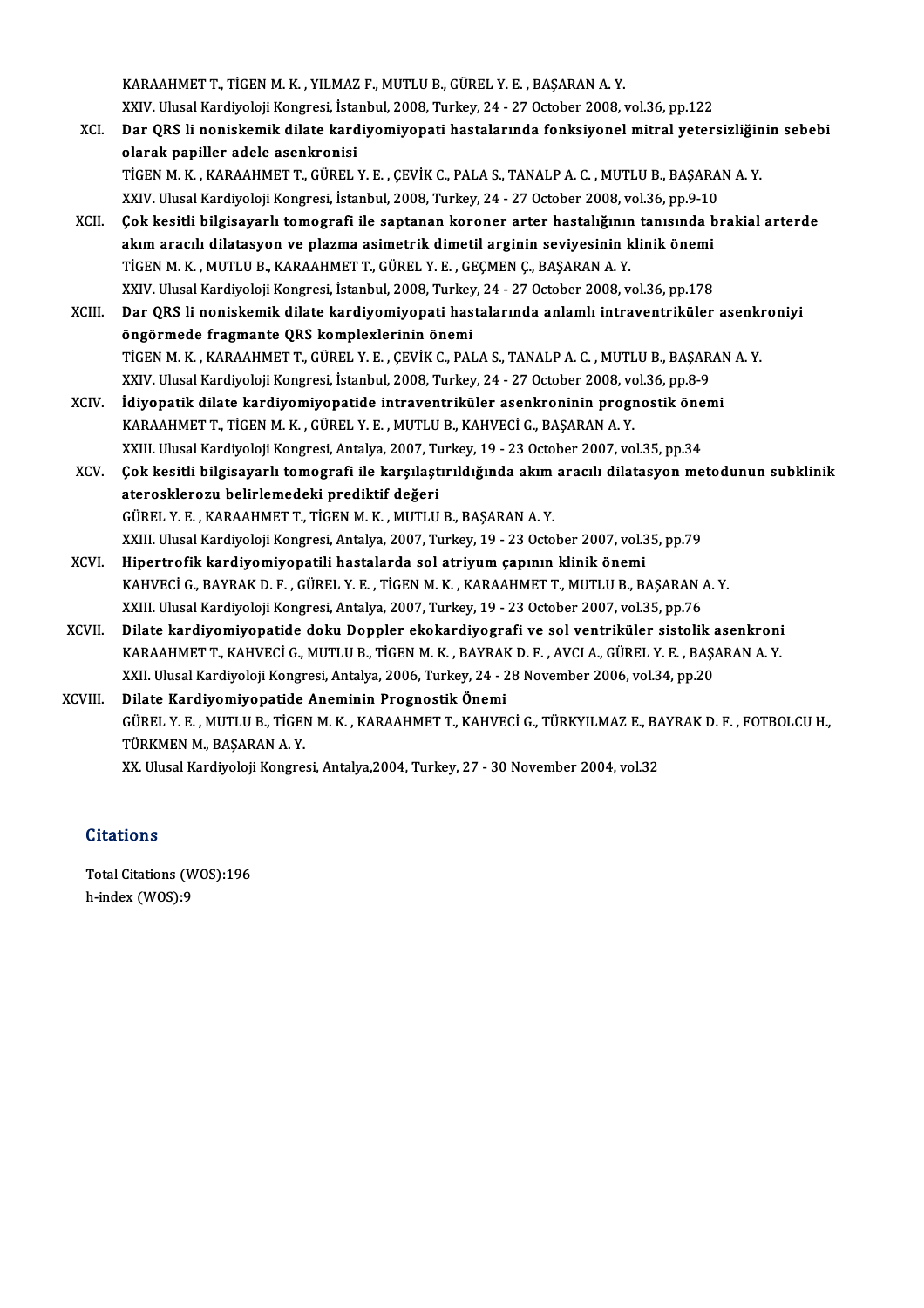KARAAHMET T., TİGEN M. K. , YILMAZ F., MUTLU B., GÜREL Y. E. , BAŞARAN A. Y.
XXIV. Ulusal Kardiyoloji Kongresi, İstanbul, 2008, Turkey, 24 - 27 October 2008, vol.36, pp.122

XCI. **Dar QRS li noniskemik dilate kardiyomiyopati hastalarında fonksiyonel mitral yetersizliğinin sebebi olarak papiller adele asenkronisi**
TİGEN M. K. , KARAAHMET T., GÜREL Y. E. , ÇEVİK C., PALA S., TANALP A. C. , MUTLU B., BAŞARAN A. Y.
XXIV. Ulusal Kardiyoloji Kongresi, İstanbul, 2008, Turkey, 24 - 27 October 2008, vol.36, pp.9-10

XCII. **Çok kesitli bilgisayarlı tomografi ile saptanan koroner arter hastalığının tanısında brakial arterde akım aracılı dilatasyon ve plazma asimetrik dimetil arginin seviyesinin klinik önemi**
TİGEN M. K. , MUTLU B., KARAAHMET T., GÜREL Y. E. , GEÇMEN Ç., BAŞARAN A. Y.
XXIV. Ulusal Kardiyoloji Kongresi, İstanbul, 2008, Turkey, 24 - 27 October 2008, vol.36, pp.178

XCIII. **Dar QRS li noniskemik dilate kardiyomiyopati hastalarında anlamlı intraventriküler asenkroniyi öngörmede fragmante QRS komplexlerinin önemi**
TİGEN M. K. , KARAAHMET T., GÜREL Y. E. , ÇEVİK C., PALA S., TANALP A. C. , MUTLU B., BAŞARAN A. Y.
XXIV. Ulusal Kardiyoloji Kongresi, İstanbul, 2008, Turkey, 24 - 27 October 2008, vol.36, pp.8-9

XCIV. **İdiyopatik dilate kardiyomiyopatide intraventriküler asenkroninin prognostik önemi**
KARAAHMET T., TİGEN M. K. , GÜREL Y. E. , MUTLU B., KAHVECİ G., BAŞARAN A. Y.
XXIII. Ulusal Kardiyoloji Kongresi, Antalya, 2007, Turkey, 19 - 23 October 2007, vol.35, pp.34

XCV. **Çok kesitli bilgisayarlı tomografi ile karşılaştırıldığında akım aracılı dilatasyon metodunun subklinik aterosklerozu belirlemedeki prediktif değeri**
GÜREL Y. E. , KARAAHMET T., TİGEN M. K. , MUTLU B., BAŞARAN A. Y.
XXIII. Ulusal Kardiyoloji Kongresi, Antalya, 2007, Turkey, 19 - 23 October 2007, vol.35, pp.79

XCVI. **Hipertrofik kardiyomiyopatili hastalarda sol atriyum çapının klinik önemi**
KAHVECİ G., BAYRAK D. F. , GÜREL Y. E. , TİGEN M. K. , KARAAHMET T., MUTLU B., BAŞARAN A. Y.
XXIII. Ulusal Kardiyoloji Kongresi, Antalya, 2007, Turkey, 19 - 23 October 2007, vol.35, pp.76

XCVII. **Dilate kardiyomiyopatide doku Doppler ekokardiyografi ve sol ventriküler sistolik asenkroni**
KARAAHMET T., KAHVECİ G., MUTLU B., TİGEN M. K. , BAYRAK D. F. , AVCI A., GÜREL Y. E. , BAŞARAN A. Y.
XXII. Ulusal Kardiyoloji Kongresi, Antalya, 2006, Turkey, 24 - 28 November 2006, vol.34, pp.20

XCVIII. **Dilate Kardiyomiyopatide Aneminin Prognostik Önemi**
GÜREL Y. E. , MUTLU B., TİGEN M. K. , KARAAHMET T., KAHVECİ G., TÜRKYILMAZ E., BAYRAK D. F. , FOTBOLCU H., TÜRKMEN M., BAŞARAN A. Y.
XX. Ulusal Kardiyoloji Kongresi, Antalya,2004, Turkey, 27 - 30 November 2004, vol.32

## Citations

Total Citations (WOS):196
h-index (WOS):9